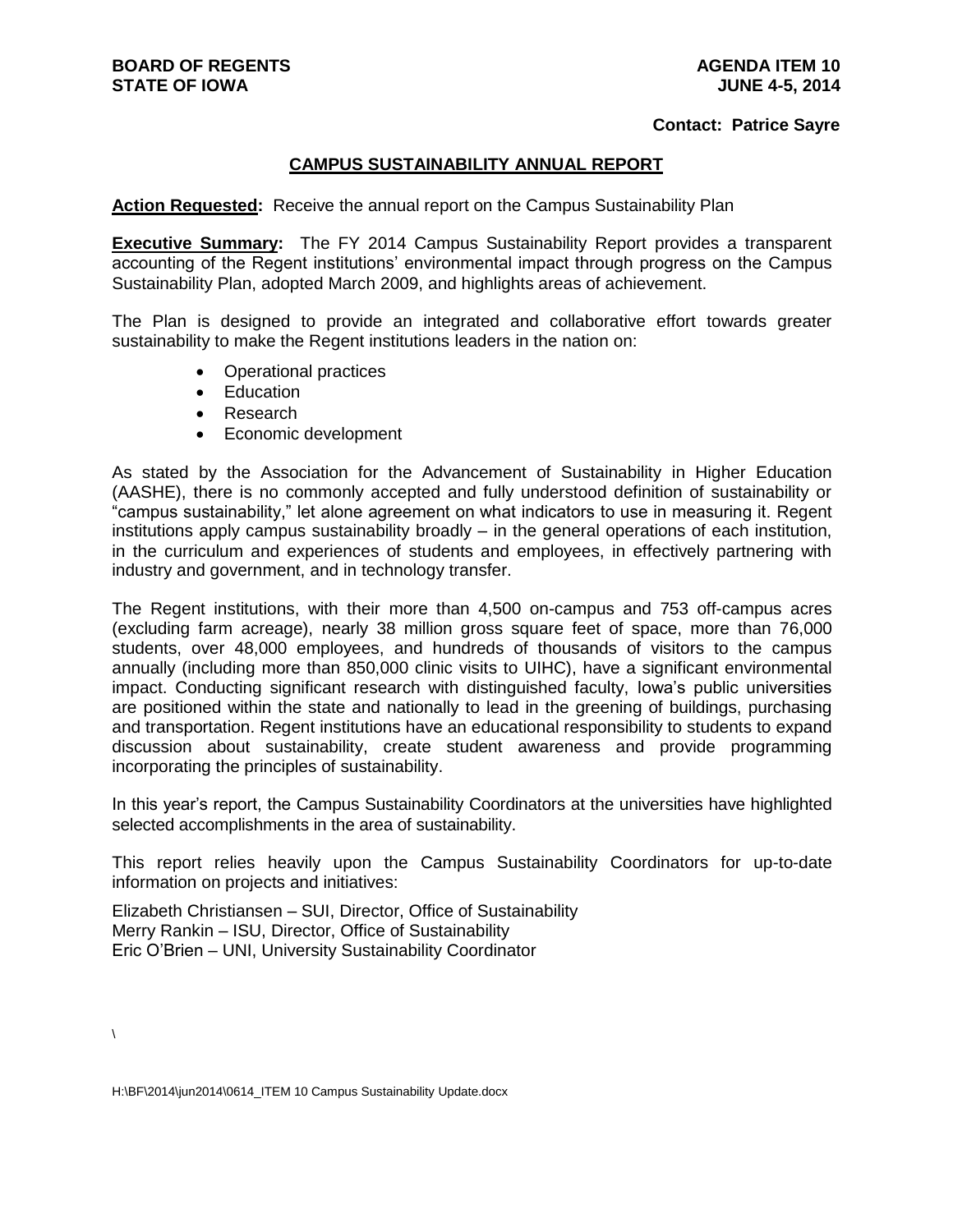**BOARD OF REGENTS**
**STATE OF IOWA**

**AGENDA ITEM 10**
**JUNE 4-5, 2014**

**Contact: Patrice Sayre**

## CAMPUS SUSTAINABILITY ANNUAL REPORT

**Action Requested:** Receive the annual report on the Campus Sustainability Plan

**Executive Summary:** The FY 2014 Campus Sustainability Report provides a transparent accounting of the Regent institutions' environmental impact through progress on the Campus Sustainability Plan, adopted March 2009, and highlights areas of achievement.

The Plan is designed to provide an integrated and collaborative effort towards greater sustainability to make the Regent institutions leaders in the nation on:

- Operational practices
- Education
- Research
- Economic development

As stated by the Association for the Advancement of Sustainability in Higher Education (AASHE), there is no commonly accepted and fully understood definition of sustainability or "campus sustainability," let alone agreement on what indicators to use in measuring it. Regent institutions apply campus sustainability broadly – in the general operations of each institution, in the curriculum and experiences of students and employees, in effectively partnering with industry and government, and in technology transfer.

The Regent institutions, with their more than 4,500 on-campus and 753 off-campus acres (excluding farm acreage), nearly 38 million gross square feet of space, more than 76,000 students, over 48,000 employees, and hundreds of thousands of visitors to the campus annually (including more than 850,000 clinic visits to UIHC), have a significant environmental impact. Conducting significant research with distinguished faculty, Iowa's public universities are positioned within the state and nationally to lead in the greening of buildings, purchasing and transportation. Regent institutions have an educational responsibility to students to expand discussion about sustainability, create student awareness and provide programming incorporating the principles of sustainability.

In this year's report, the Campus Sustainability Coordinators at the universities have highlighted selected accomplishments in the area of sustainability.

This report relies heavily upon the Campus Sustainability Coordinators for up-to-date information on projects and initiatives:

Elizabeth Christiansen – SUI, Director, Office of Sustainability
Merry Rankin – ISU, Director, Office of Sustainability
Eric O'Brien – UNI, University Sustainability Coordinator

\

H:\BF\2014\jun2014\0614_ITEM 10 Campus Sustainability Update.docx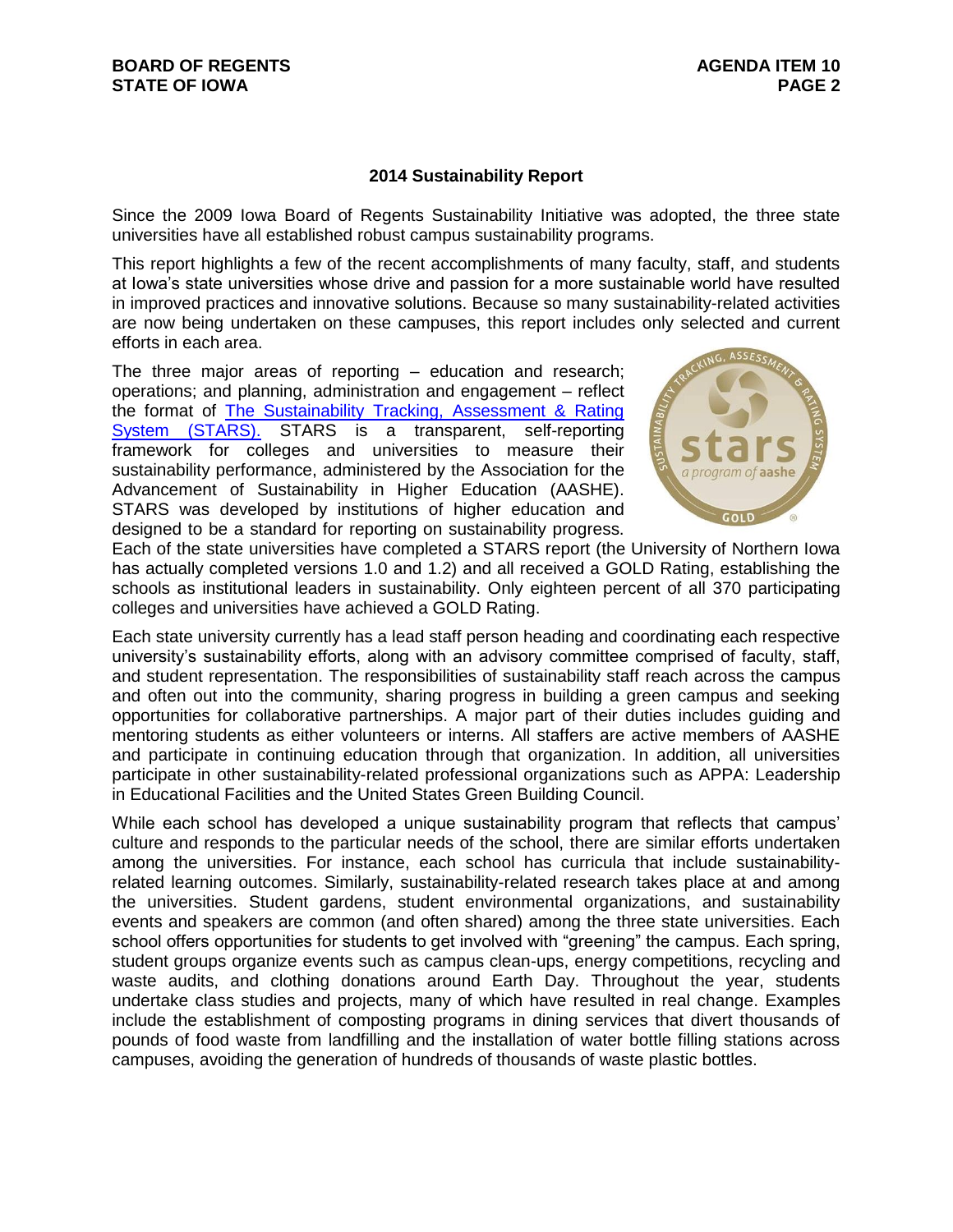## 2014 Sustainability Report

Since the 2009 Iowa Board of Regents Sustainability Initiative was adopted, the three state universities have all established robust campus sustainability programs.

This report highlights a few of the recent accomplishments of many faculty, staff, and students at Iowa's state universities whose drive and passion for a more sustainable world have resulted in improved practices and innovative solutions. Because so many sustainability-related activities are now being undertaken on these campuses, this report includes only selected and current efforts in each area.

The three major areas of reporting – education and research; operations; and planning, administration and engagement – reflect the format of [The Sustainability Tracking, Assessment & Rating System (STARS).](#) STARS is a transparent, self-reporting framework for colleges and universities to measure their sustainability performance, administered by the Association for the Advancement of Sustainability in Higher Education (AASHE). STARS was developed by institutions of higher education and designed to be a standard for reporting on sustainability progress. Each of the state universities have completed a STARS report (the University of Northern Iowa has actually completed versions 1.0 and 1.2) and all received a GOLD Rating, establishing the schools as institutional leaders in sustainability. Only eighteen percent of all 370 participating colleges and universities have achieved a GOLD Rating.

Each state university currently has a lead staff person heading and coordinating each respective university's sustainability efforts, along with an advisory committee comprised of faculty, staff, and student representation. The responsibilities of sustainability staff reach across the campus and often out into the community, sharing progress in building a green campus and seeking opportunities for collaborative partnerships. A major part of their duties includes guiding and mentoring students as either volunteers or interns. All staffers are active members of AASHE and participate in continuing education through that organization. In addition, all universities participate in other sustainability-related professional organizations such as APPA: Leadership in Educational Facilities and the United States Green Building Council.

While each school has developed a unique sustainability program that reflects that campus' culture and responds to the particular needs of the school, there are similar efforts undertaken among the universities. For instance, each school has curricula that include sustainability-related learning outcomes. Similarly, sustainability-related research takes place at and among the universities. Student gardens, student environmental organizations, and sustainability events and speakers are common (and often shared) among the three state universities. Each school offers opportunities for students to get involved with "greening" the campus. Each spring, student groups organize events such as campus clean-ups, energy competitions, recycling and waste audits, and clothing donations around Earth Day. Throughout the year, students undertake class studies and projects, many of which have resulted in real change. Examples include the establishment of composting programs in dining services that divert thousands of pounds of food waste from landfilling and the installation of water bottle filling stations across campuses, avoiding the generation of hundreds of thousands of waste plastic bottles.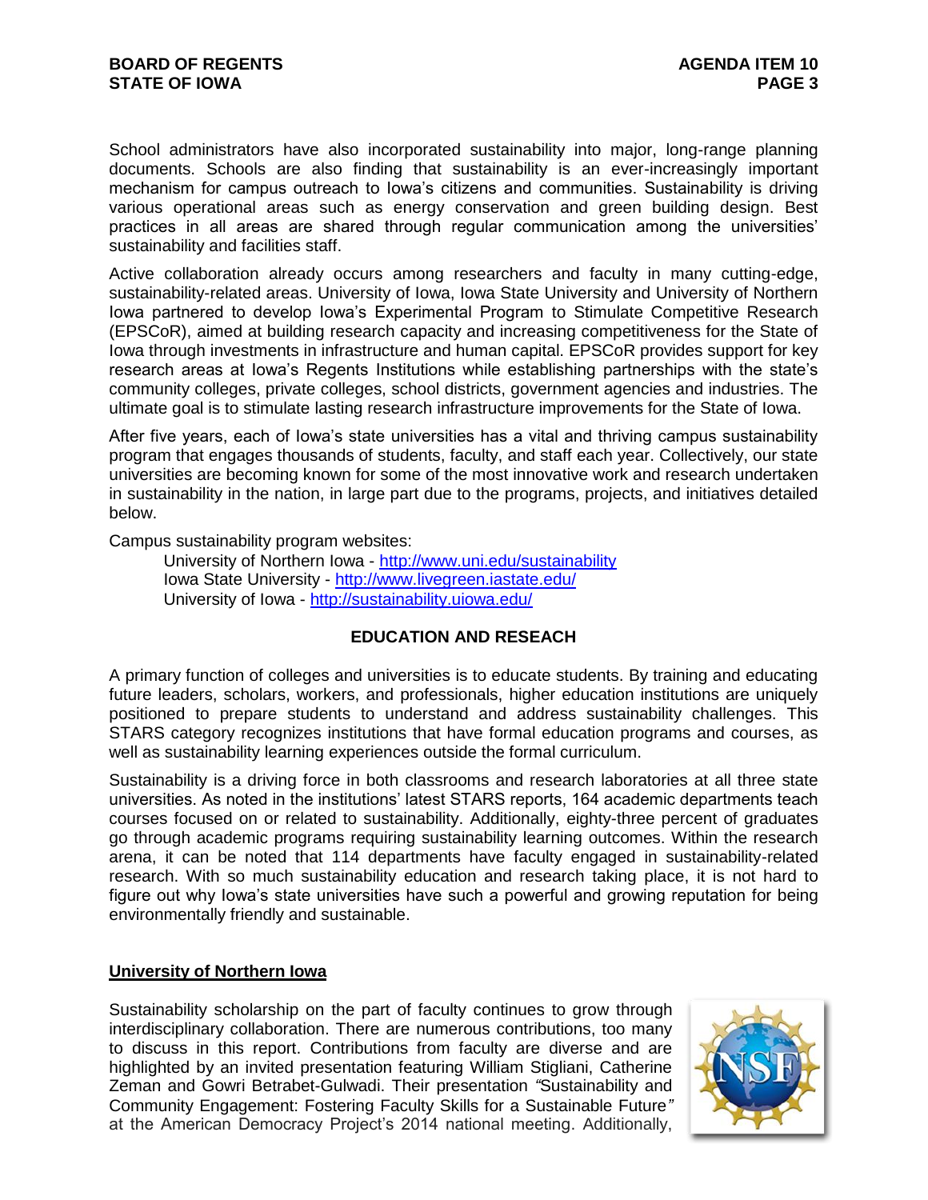School administrators have also incorporated sustainability into major, long-range planning documents. Schools are also finding that sustainability is an ever-increasingly important mechanism for campus outreach to Iowa's citizens and communities. Sustainability is driving various operational areas such as energy conservation and green building design. Best practices in all areas are shared through regular communication among the universities' sustainability and facilities staff.

Active collaboration already occurs among researchers and faculty in many cutting-edge, sustainability-related areas. University of Iowa, Iowa State University and University of Northern Iowa partnered to develop Iowa's Experimental Program to Stimulate Competitive Research (EPSCoR), aimed at building research capacity and increasing competitiveness for the State of Iowa through investments in infrastructure and human capital. EPSCoR provides support for key research areas at Iowa's Regents Institutions while establishing partnerships with the state's community colleges, private colleges, school districts, government agencies and industries. The ultimate goal is to stimulate lasting research infrastructure improvements for the State of Iowa.

After five years, each of Iowa's state universities has a vital and thriving campus sustainability program that engages thousands of students, faculty, and staff each year. Collectively, our state universities are becoming known for some of the most innovative work and research undertaken in sustainability in the nation, in large part due to the programs, projects, and initiatives detailed below.

Campus sustainability program websites:

- University of Northern Iowa - http://www.uni.edu/sustainability
- Iowa State University - http://www.livegreen.iastate.edu/
- University of Iowa - http://sustainability.uiowa.edu/

## EDUCATION AND RESEACH

A primary function of colleges and universities is to educate students. By training and educating future leaders, scholars, workers, and professionals, higher education institutions are uniquely positioned to prepare students to understand and address sustainability challenges. This STARS category recognizes institutions that have formal education programs and courses, as well as sustainability learning experiences outside the formal curriculum.

Sustainability is a driving force in both classrooms and research laboratories at all three state universities. As noted in the institutions' latest STARS reports, 164 academic departments teach courses focused on or related to sustainability. Additionally, eighty-three percent of graduates go through academic programs requiring sustainability learning outcomes. Within the research arena, it can be noted that 114 departments have faculty engaged in sustainability-related research. With so much sustainability education and research taking place, it is not hard to figure out why Iowa's state universities have such a powerful and growing reputation for being environmentally friendly and sustainable.

### University of Northern Iowa

Sustainability scholarship on the part of faculty continues to grow through interdisciplinary collaboration. There are numerous contributions, too many to discuss in this report. Contributions from faculty are diverse and are highlighted by an invited presentation featuring William Stigliani, Catherine Zeman and Gowri Betrabet-Gulwadi. Their presentation *"Sustainability and Community Engagement: Fostering Faculty Skills for a Sustainable Future"* at the American Democracy Project's 2014 national meeting. Additionally,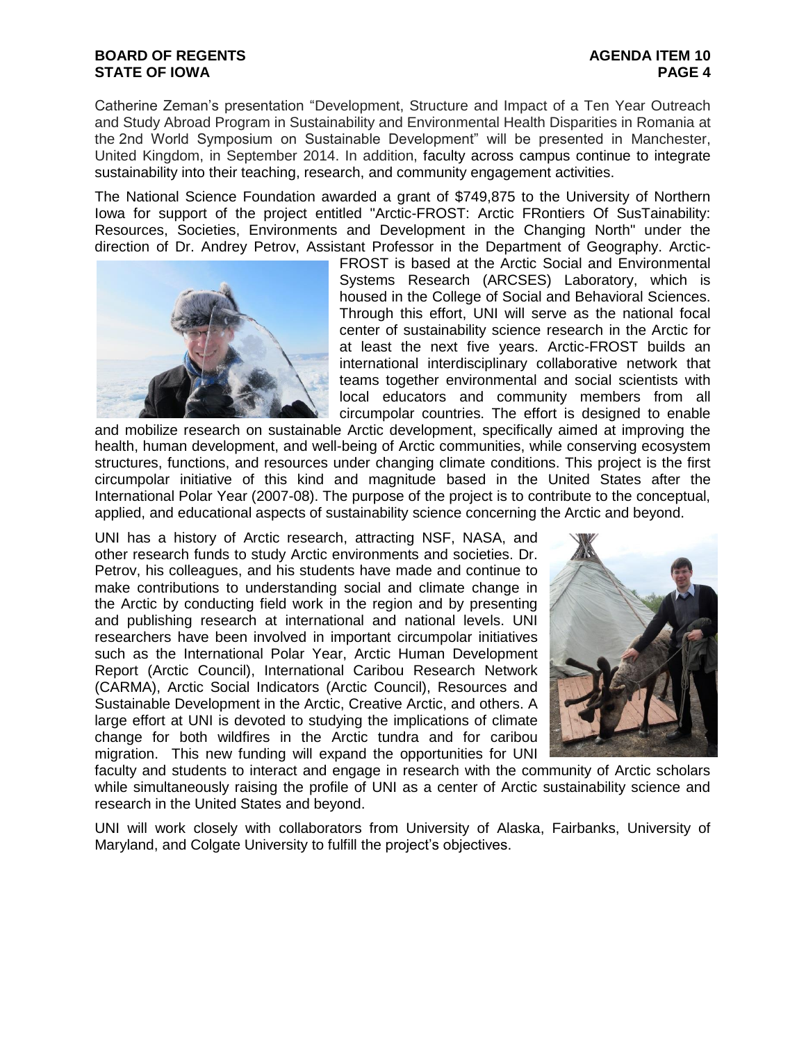Catherine Zeman's presentation "Development, Structure and Impact of a Ten Year Outreach and Study Abroad Program in Sustainability and Environmental Health Disparities in Romania at the 2nd World Symposium on Sustainable Development" will be presented in Manchester, United Kingdom, in September 2014. In addition, faculty across campus continue to integrate sustainability into their teaching, research, and community engagement activities.

The National Science Foundation awarded a grant of $749,875 to the University of Northern Iowa for support of the project entitled "Arctic-FROST: Arctic FRontiers Of SusTainability: Resources, Societies, Environments and Development in the Changing North" under the direction of Dr. Andrey Petrov, Assistant Professor in the Department of Geography. Arctic-FROST is based at the Arctic Social and Environmental Systems Research (ARCSES) Laboratory, which is housed in the College of Social and Behavioral Sciences. Through this effort, UNI will serve as the national focal center of sustainability science research in the Arctic for at least the next five years. Arctic-FROST builds an international interdisciplinary collaborative network that teams together environmental and social scientists with local educators and community members from all circumpolar countries. The effort is designed to enable and mobilize research on sustainable Arctic development, specifically aimed at improving the health, human development, and well-being of Arctic communities, while conserving ecosystem structures, functions, and resources under changing climate conditions. This project is the first circumpolar initiative of this kind and magnitude based in the United States after the International Polar Year (2007-08). The purpose of the project is to contribute to the conceptual, applied, and educational aspects of sustainability science concerning the Arctic and beyond.

UNI has a history of Arctic research, attracting NSF, NASA, and other research funds to study Arctic environments and societies. Dr. Petrov, his colleagues, and his students have made and continue to make contributions to understanding social and climate change in the Arctic by conducting field work in the region and by presenting and publishing research at international and national levels. UNI researchers have been involved in important circumpolar initiatives such as the International Polar Year, Arctic Human Development Report (Arctic Council), International Caribou Research Network (CARMA), Arctic Social Indicators (Arctic Council), Resources and Sustainable Development in the Arctic, Creative Arctic, and others. A large effort at UNI is devoted to studying the implications of climate change for both wildfires in the Arctic tundra and for caribou migration. This new funding will expand the opportunities for UNI faculty and students to interact and engage in research with the community of Arctic scholars while simultaneously raising the profile of UNI as a center of Arctic sustainability science and research in the United States and beyond.

UNI will work closely with collaborators from University of Alaska, Fairbanks, University of Maryland, and Colgate University to fulfill the project's objectives.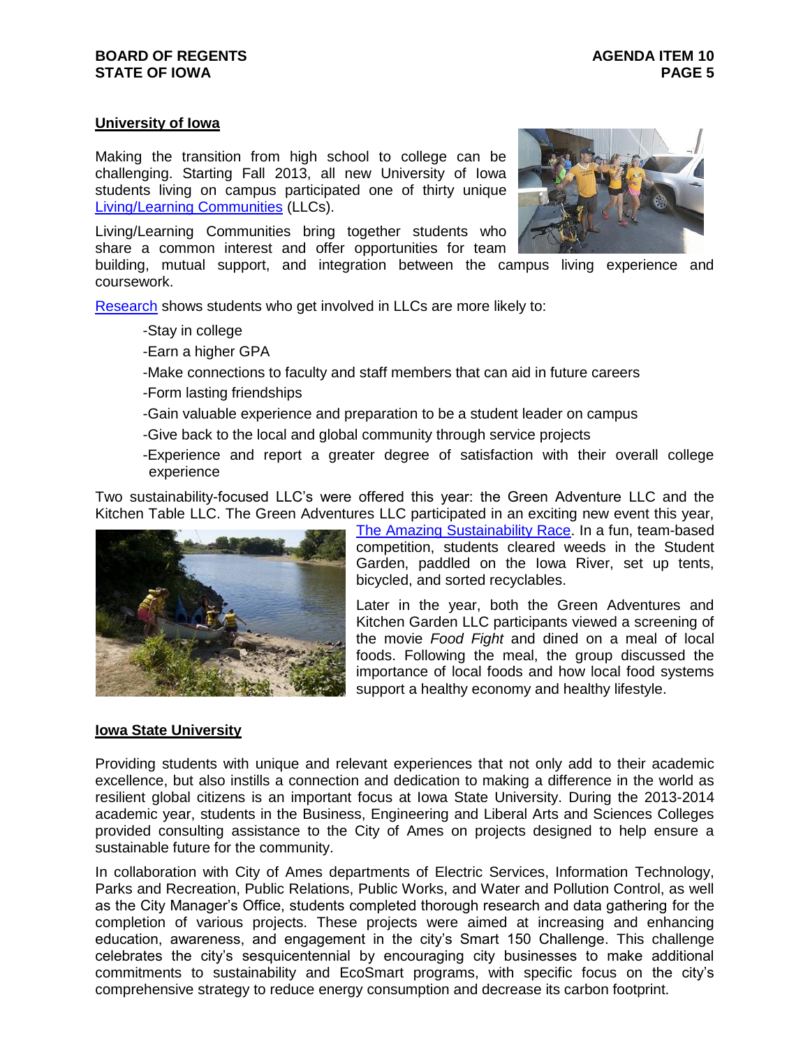## University of Iowa

Making the transition from high school to college can be challenging. Starting Fall 2013, all new University of Iowa students living on campus participated one of thirty unique Living/Learning Communities (LLCs).

Living/Learning Communities bring together students who share a common interest and offer opportunities for team building, mutual support, and integration between the campus living experience and coursework.

Research shows students who get involved in LLCs are more likely to:

- -Stay in college
- -Earn a higher GPA
- -Make connections to faculty and staff members that can aid in future careers
- -Form lasting friendships
- -Gain valuable experience and preparation to be a student leader on campus
- -Give back to the local and global community through service projects
- -Experience and report a greater degree of satisfaction with their overall college experience

Two sustainability-focused LLC's were offered this year: the Green Adventure LLC and the Kitchen Table LLC. The Green Adventures LLC participated in an exciting new event this year, The Amazing Sustainability Race. In a fun, team-based competition, students cleared weeds in the Student Garden, paddled on the Iowa River, set up tents, bicycled, and sorted recyclables.

Later in the year, both the Green Adventures and Kitchen Garden LLC participants viewed a screening of the movie *Food Fight* and dined on a meal of local foods. Following the meal, the group discussed the importance of local foods and how local food systems support a healthy economy and healthy lifestyle.

## Iowa State University

Providing students with unique and relevant experiences that not only add to their academic excellence, but also instills a connection and dedication to making a difference in the world as resilient global citizens is an important focus at Iowa State University. During the 2013-2014 academic year, students in the Business, Engineering and Liberal Arts and Sciences Colleges provided consulting assistance to the City of Ames on projects designed to help ensure a sustainable future for the community.

In collaboration with City of Ames departments of Electric Services, Information Technology, Parks and Recreation, Public Relations, Public Works, and Water and Pollution Control, as well as the City Manager's Office, students completed thorough research and data gathering for the completion of various projects. These projects were aimed at increasing and enhancing education, awareness, and engagement in the city's Smart 150 Challenge. This challenge celebrates the city's sesquicentennial by encouraging city businesses to make additional commitments to sustainability and EcoSmart programs, with specific focus on the city's comprehensive strategy to reduce energy consumption and decrease its carbon footprint.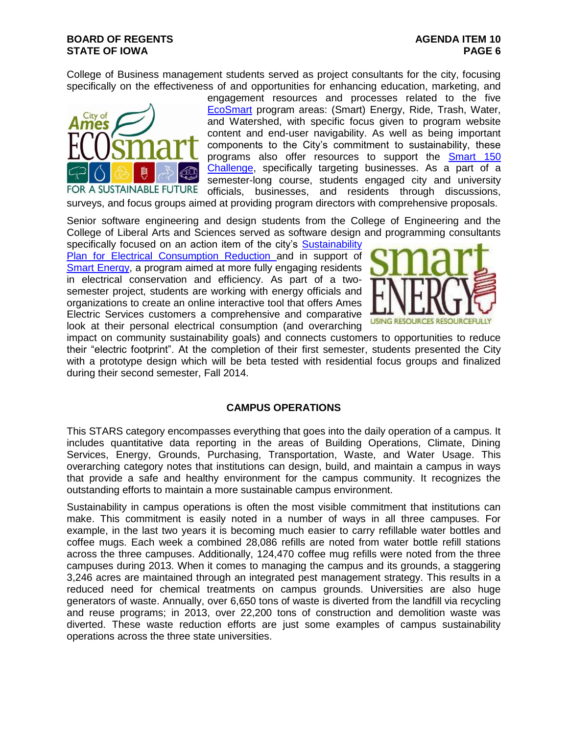College of Business management students served as project consultants for the city, focusing specifically on the effectiveness of and opportunities for enhancing education, marketing, and engagement resources and processes related to the five EcoSmart program areas: (Smart) Energy, Ride, Trash, Water, and Watershed, with specific focus given to program website content and end-user navigability. As well as being important components to the City's commitment to sustainability, these programs also offer resources to support the Smart 150 Challenge, specifically targeting businesses. As a part of a semester-long course, students engaged city and university officials, businesses, and residents through discussions, surveys, and focus groups aimed at providing program directors with comprehensive proposals.

Senior software engineering and design students from the College of Engineering and the College of Liberal Arts and Sciences served as software design and programming consultants specifically focused on an action item of the city's Sustainability Plan for Electrical Consumption Reduction and in support of Smart Energy, a program aimed at more fully engaging residents in electrical conservation and efficiency. As part of a two-semester project, students are working with energy officials and organizations to create an online interactive tool that offers Ames Electric Services customers a comprehensive and comparative look at their personal electrical consumption (and overarching impact on community sustainability goals) and connects customers to opportunities to reduce their "electric footprint". At the completion of their first semester, students presented the City with a prototype design which will be beta tested with residential focus groups and finalized during their second semester, Fall 2014.

## CAMPUS OPERATIONS

This STARS category encompasses everything that goes into the daily operation of a campus. It includes quantitative data reporting in the areas of Building Operations, Climate, Dining Services, Energy, Grounds, Purchasing, Transportation, Waste, and Water Usage. This overarching category notes that institutions can design, build, and maintain a campus in ways that provide a safe and healthy environment for the campus community. It recognizes the outstanding efforts to maintain a more sustainable campus environment.

Sustainability in campus operations is often the most visible commitment that institutions can make. This commitment is easily noted in a number of ways in all three campuses. For example, in the last two years it is becoming much easier to carry refillable water bottles and coffee mugs. Each week a combined 28,086 refills are noted from water bottle refill stations across the three campuses. Additionally, 124,470 coffee mug refills were noted from the three campuses during 2013. When it comes to managing the campus and its grounds, a staggering 3,246 acres are maintained through an integrated pest management strategy. This results in a reduced need for chemical treatments on campus grounds. Universities are also huge generators of waste. Annually, over 6,650 tons of waste is diverted from the landfill via recycling and reuse programs; in 2013, over 22,200 tons of construction and demolition waste was diverted. These waste reduction efforts are just some examples of campus sustainability operations across the three state universities.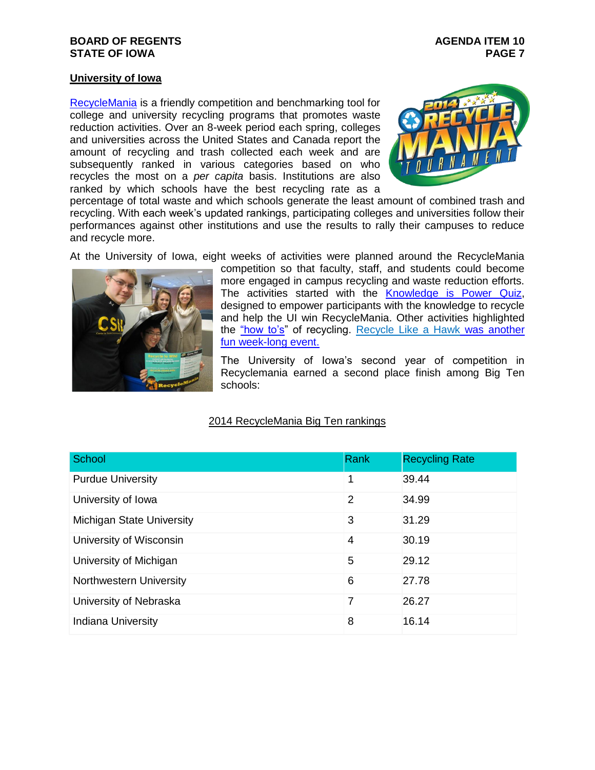## University of Iowa

RecycleMania is a friendly competition and benchmarking tool for college and university recycling programs that promotes waste reduction activities. Over an 8-week period each spring, colleges and universities across the United States and Canada report the amount of recycling and trash collected each week and are subsequently ranked in various categories based on who recycles the most on a *per capita* basis. Institutions are also ranked by which schools have the best recycling rate as a percentage of total waste and which schools generate the least amount of combined trash and recycling. With each week's updated rankings, participating colleges and universities follow their performances against other institutions and use the results to rally their campuses to reduce and recycle more.

At the University of Iowa, eight weeks of activities were planned around the RecycleMania competition so that faculty, staff, and students could become more engaged in campus recycling and waste reduction efforts. The activities started with the Knowledge is Power Quiz, designed to empower participants with the knowledge to recycle and help the UI win RecycleMania. Other activities highlighted the "how to's" of recycling. Recycle Like a Hawk was another fun week-long event.

The University of Iowa's second year of competition in Recyclemania earned a second place finish among Big Ten schools:

2014 RecycleMania Big Ten rankings

| School | Rank | Recycling Rate |
|---|---|---|
| Purdue University | 1 | 39.44 |
| University of Iowa | 2 | 34.99 |
| Michigan State University | 3 | 31.29 |
| University of Wisconsin | 4 | 30.19 |
| University of Michigan | 5 | 29.12 |
| Northwestern University | 6 | 27.78 |
| University of Nebraska | 7 | 26.27 |
| Indiana University | 8 | 16.14 |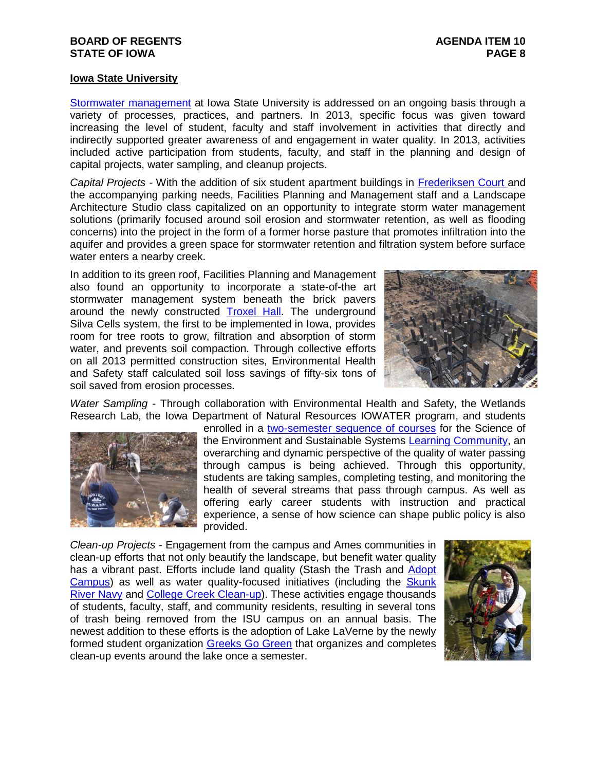**Iowa State University**

Stormwater management at Iowa State University is addressed on an ongoing basis through a variety of processes, practices, and partners. In 2013, specific focus was given toward increasing the level of student, faculty and staff involvement in activities that directly and indirectly supported greater awareness of and engagement in water quality. In 2013, activities included active participation from students, faculty, and staff in the planning and design of capital projects, water sampling, and cleanup projects.

*Capital Projects* - With the addition of six student apartment buildings in Frederiksen Court and the accompanying parking needs, Facilities Planning and Management staff and a Landscape Architecture Studio class capitalized on an opportunity to integrate storm water management solutions (primarily focused around soil erosion and stormwater retention, as well as flooding concerns) into the project in the form of a former horse pasture that promotes infiltration into the aquifer and provides a green space for stormwater retention and filtration system before surface water enters a nearby creek.

In addition to its green roof, Facilities Planning and Management also found an opportunity to incorporate a state-of-the art stormwater management system beneath the brick pavers around the newly constructed Troxel Hall. The underground Silva Cells system, the first to be implemented in Iowa, provides room for tree roots to grow, filtration and absorption of storm water, and prevents soil compaction. Through collective efforts on all 2013 permitted construction sites, Environmental Health and Safety staff calculated soil loss savings of fifty-six tons of soil saved from erosion processes.

*Water Sampling* - Through collaboration with Environmental Health and Safety, the Wetlands Research Lab, the Iowa Department of Natural Resources IOWATER program, and students enrolled in a two-semester sequence of courses for the Science of the Environment and Sustainable Systems Learning Community, an overarching and dynamic perspective of the quality of water passing through campus is being achieved. Through this opportunity, students are taking samples, completing testing, and monitoring the health of several streams that pass through campus. As well as offering early career students with instruction and practical experience, a sense of how science can shape public policy is also provided.

*Clean-up Projects* - Engagement from the campus and Ames communities in clean-up efforts that not only beautify the landscape, but benefit water quality has a vibrant past. Efforts include land quality (Stash the Trash and Adopt Campus) as well as water quality-focused initiatives (including the Skunk River Navy and College Creek Clean-up). These activities engage thousands of students, faculty, staff, and community residents, resulting in several tons of trash being removed from the ISU campus on an annual basis. The newest addition to these efforts is the adoption of Lake LaVerne by the newly formed student organization Greeks Go Green that organizes and completes clean-up events around the lake once a semester.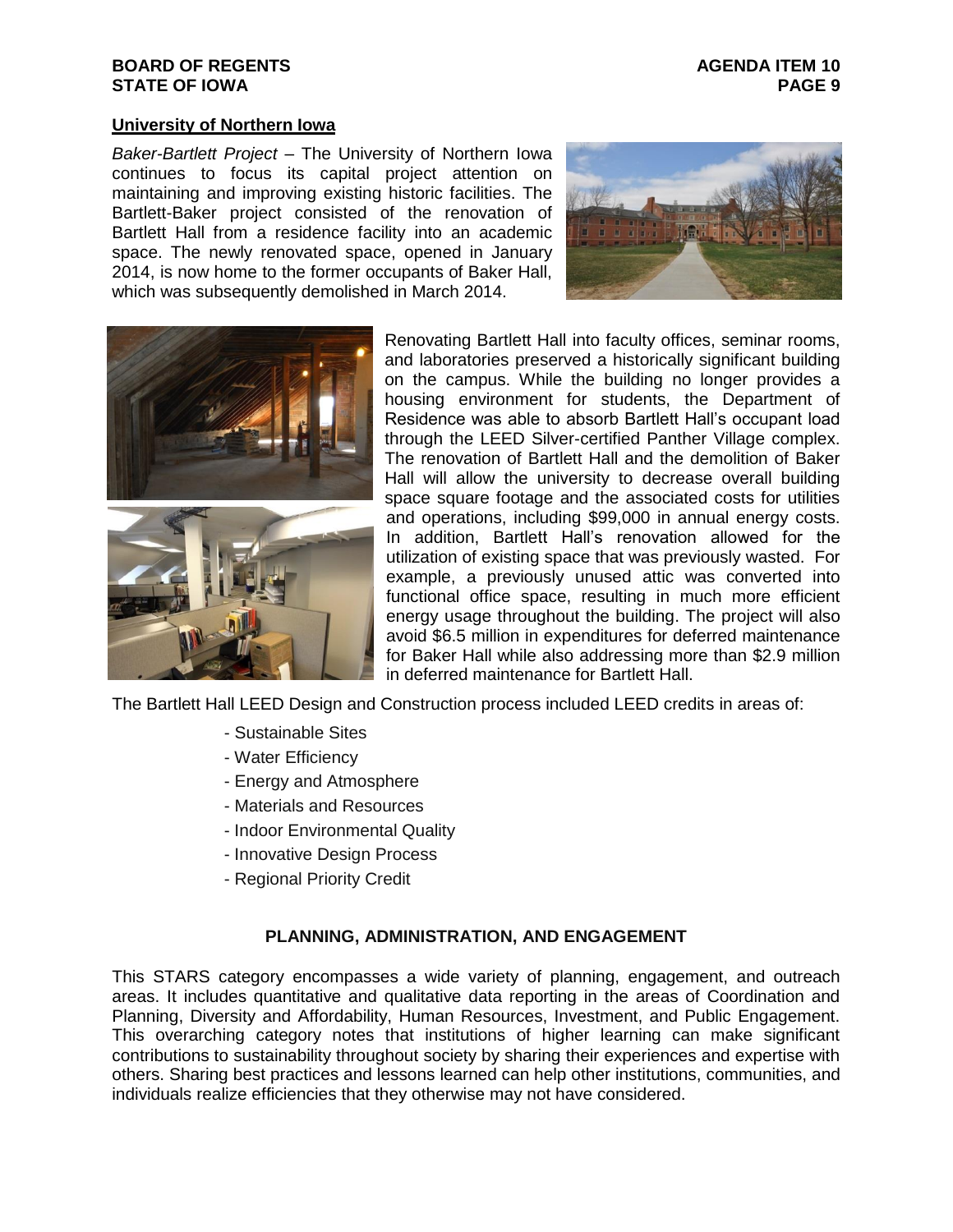**University of Northern Iowa**

*Baker-Bartlett Project* – The University of Northern Iowa continues to focus its capital project attention on maintaining and improving existing historic facilities. The Bartlett-Baker project consisted of the renovation of Bartlett Hall from a residence facility into an academic space. The newly renovated space, opened in January 2014, is now home to the former occupants of Baker Hall, which was subsequently demolished in March 2014.

Renovating Bartlett Hall into faculty offices, seminar rooms, and laboratories preserved a historically significant building on the campus. While the building no longer provides a housing environment for students, the Department of Residence was able to absorb Bartlett Hall's occupant load through the LEED Silver-certified Panther Village complex. The renovation of Bartlett Hall and the demolition of Baker Hall will allow the university to decrease overall building space square footage and the associated costs for utilities and operations, including $99,000 in annual energy costs. In addition, Bartlett Hall's renovation allowed for the utilization of existing space that was previously wasted. For example, a previously unused attic was converted into functional office space, resulting in much more efficient energy usage throughout the building. The project will also avoid $6.5 million in expenditures for deferred maintenance for Baker Hall while also addressing more than $2.9 million in deferred maintenance for Bartlett Hall.

The Bartlett Hall LEED Design and Construction process included LEED credits in areas of:

- Sustainable Sites
- Water Efficiency
- Energy and Atmosphere
- Materials and Resources
- Indoor Environmental Quality
- Innovative Design Process
- Regional Priority Credit

## PLANNING, ADMINISTRATION, AND ENGAGEMENT

This STARS category encompasses a wide variety of planning, engagement, and outreach areas. It includes quantitative and qualitative data reporting in the areas of Coordination and Planning, Diversity and Affordability, Human Resources, Investment, and Public Engagement. This overarching category notes that institutions of higher learning can make significant contributions to sustainability throughout society by sharing their experiences and expertise with others. Sharing best practices and lessons learned can help other institutions, communities, and individuals realize efficiencies that they otherwise may not have considered.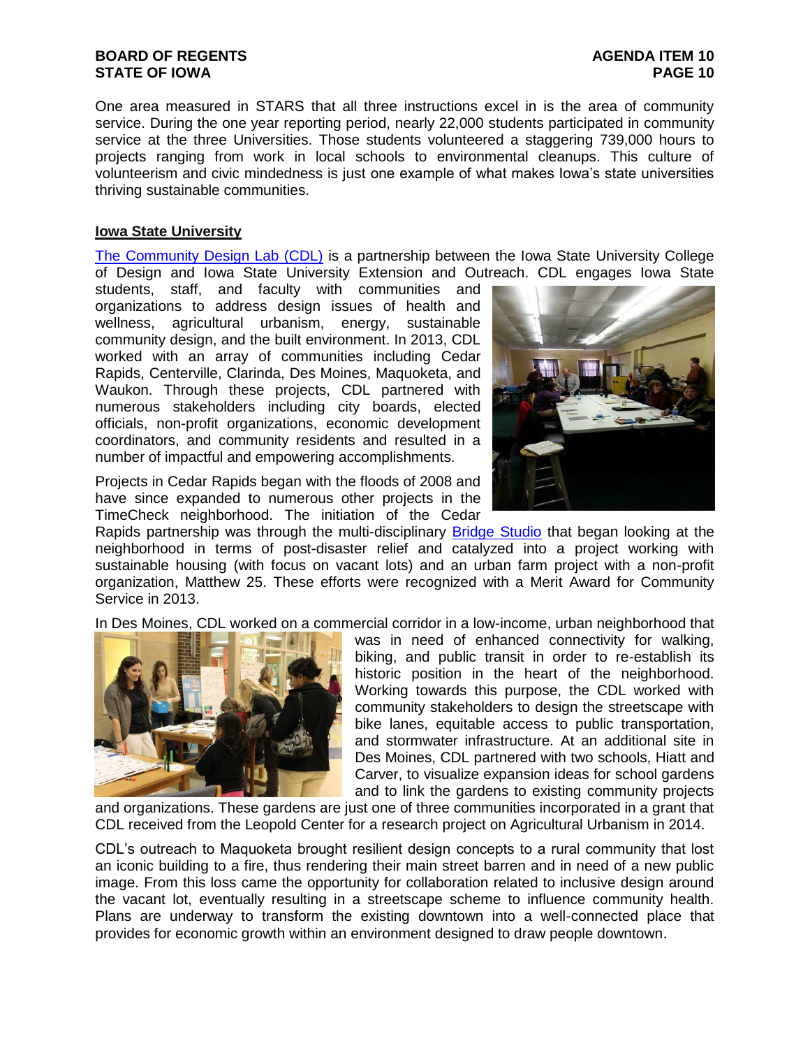One area measured in STARS that all three instructions excel in is the area of community service. During the one year reporting period, nearly 22,000 students participated in community service at the three Universities. Those students volunteered a staggering 739,000 hours to projects ranging from work in local schools to environmental cleanups. This culture of volunteerism and civic mindedness is just one example of what makes Iowa's state universities thriving sustainable communities.

## Iowa State University

The Community Design Lab (CDL) is a partnership between the Iowa State University College of Design and Iowa State University Extension and Outreach. CDL engages Iowa State students, staff, and faculty with communities and organizations to address design issues of health and wellness, agricultural urbanism, energy, sustainable community design, and the built environment. In 2013, CDL worked with an array of communities including Cedar Rapids, Centerville, Clarinda, Des Moines, Maquoketa, and Waukon. Through these projects, CDL partnered with numerous stakeholders including city boards, elected officials, non-profit organizations, economic development coordinators, and community residents and resulted in a number of impactful and empowering accomplishments.

Projects in Cedar Rapids began with the floods of 2008 and have since expanded to numerous other projects in the TimeCheck neighborhood. The initiation of the Cedar Rapids partnership was through the multi-disciplinary Bridge Studio that began looking at the neighborhood in terms of post-disaster relief and catalyzed into a project working with sustainable housing (with focus on vacant lots) and an urban farm project with a non-profit organization, Matthew 25. These efforts were recognized with a Merit Award for Community Service in 2013.

In Des Moines, CDL worked on a commercial corridor in a low-income, urban neighborhood that was in need of enhanced connectivity for walking, biking, and public transit in order to re-establish its historic position in the heart of the neighborhood. Working towards this purpose, the CDL worked with community stakeholders to design the streetscape with bike lanes, equitable access to public transportation, and stormwater infrastructure. At an additional site in Des Moines, CDL partnered with two schools, Hiatt and Carver, to visualize expansion ideas for school gardens and to link the gardens to existing community projects and organizations. These gardens are just one of three communities incorporated in a grant that CDL received from the Leopold Center for a research project on Agricultural Urbanism in 2014.

CDL's outreach to Maquoketa brought resilient design concepts to a rural community that lost an iconic building to a fire, thus rendering their main street barren and in need of a new public image. From this loss came the opportunity for collaboration related to inclusive design around the vacant lot, eventually resulting in a streetscape scheme to influence community health. Plans are underway to transform the existing downtown into a well-connected place that provides for economic growth within an environment designed to draw people downtown.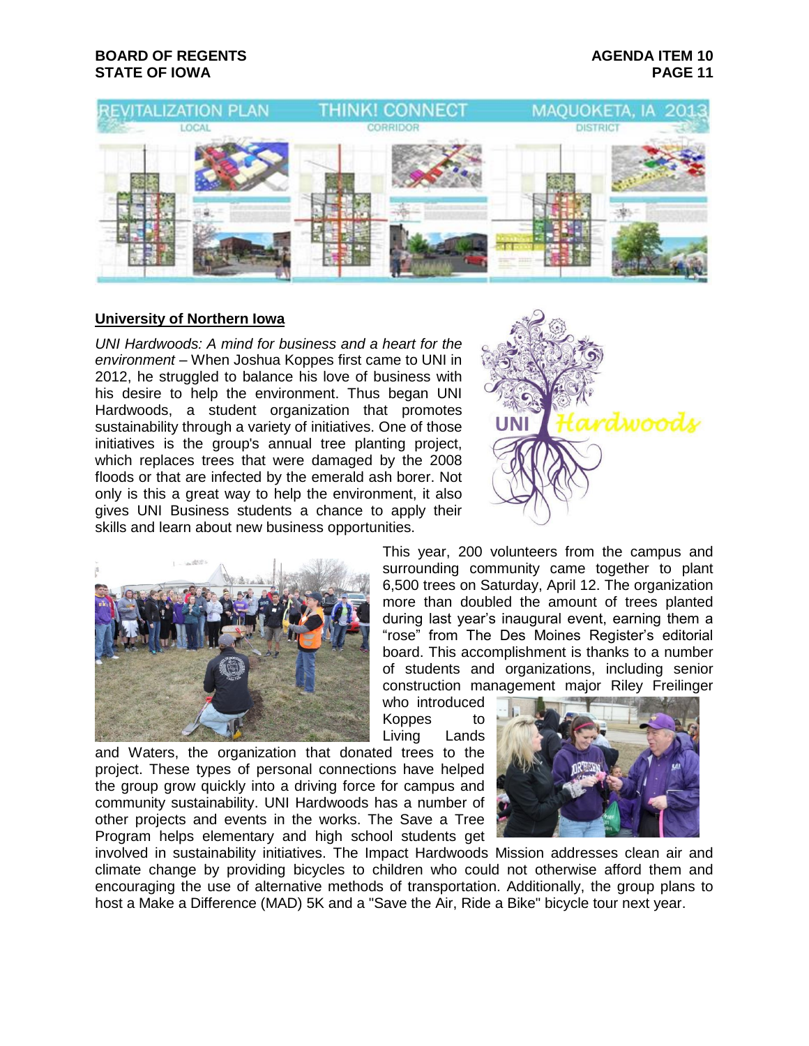## University of Northern Iowa

*UNI Hardwoods: A mind for business and a heart for the environment* – When Joshua Koppes first came to UNI in 2012, he struggled to balance his love of business with his desire to help the environment. Thus began UNI Hardwoods, a student organization that promotes sustainability through a variety of initiatives. One of those initiatives is the group's annual tree planting project, which replaces trees that were damaged by the 2008 floods or that are infected by the emerald ash borer. Not only is this a great way to help the environment, it also gives UNI Business students a chance to apply their skills and learn about new business opportunities.

This year, 200 volunteers from the campus and surrounding community came together to plant 6,500 trees on Saturday, April 12. The organization more than doubled the amount of trees planted during last year's inaugural event, earning them a "rose" from The Des Moines Register's editorial board. This accomplishment is thanks to a number of students and organizations, including senior construction management major Riley Freilinger who introduced Koppes to Living Lands and Waters, the organization that donated trees to the project. These types of personal connections have helped the group grow quickly into a driving force for campus and community sustainability. UNI Hardwoods has a number of other projects and events in the works. The Save a Tree Program helps elementary and high school students get involved in sustainability initiatives. The Impact Hardwoods Mission addresses clean air and climate change by providing bicycles to children who could not otherwise afford them and encouraging the use of alternative methods of transportation. Additionally, the group plans to host a Make a Difference (MAD) 5K and a "Save the Air, Ride a Bike" bicycle tour next year.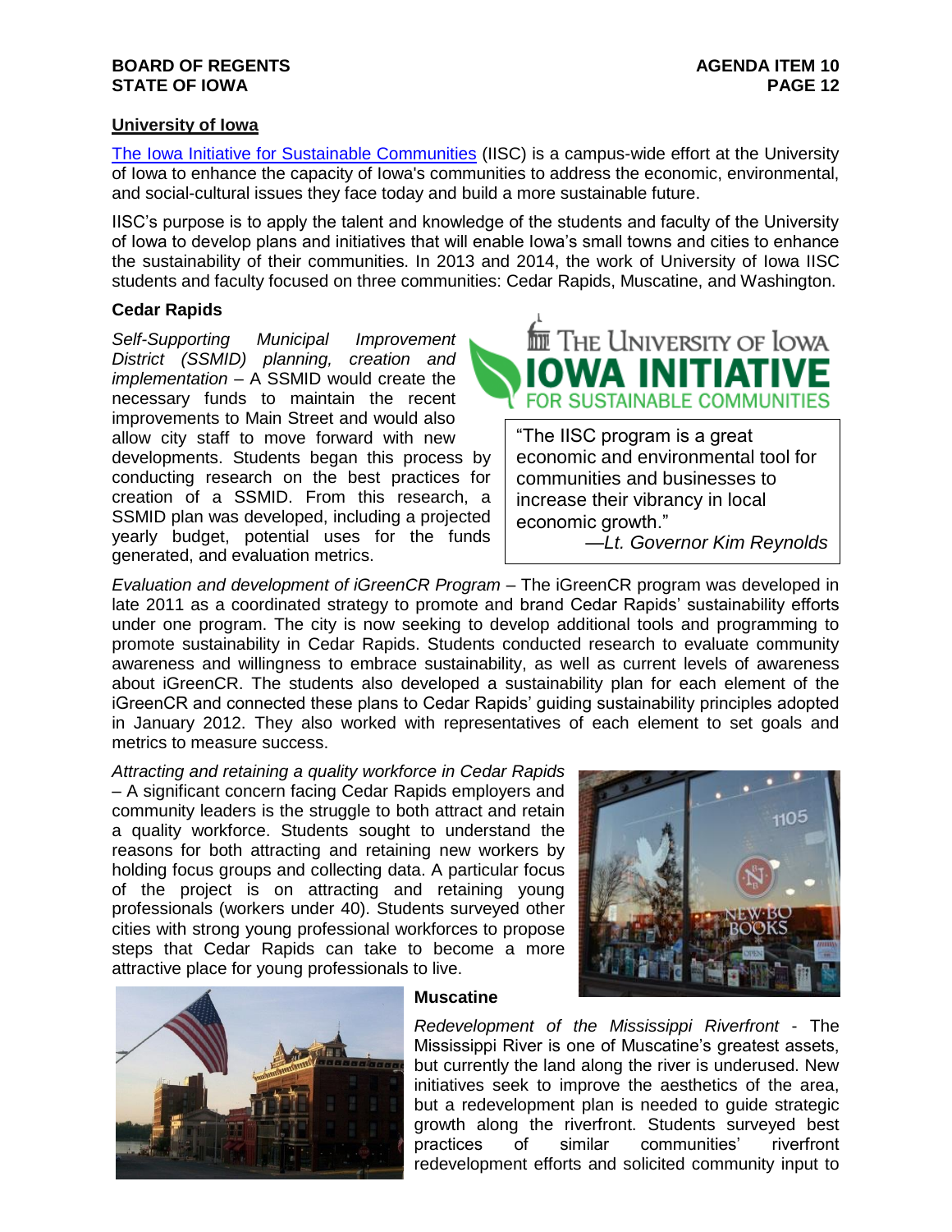## University of Iowa

The Iowa Initiative for Sustainable Communities (IISC) is a campus-wide effort at the University of Iowa to enhance the capacity of Iowa's communities to address the economic, environmental, and social-cultural issues they face today and build a more sustainable future.

IISC's purpose is to apply the talent and knowledge of the students and faculty of the University of Iowa to develop plans and initiatives that will enable Iowa's small towns and cities to enhance the sustainability of their communities. In 2013 and 2014, the work of University of Iowa IISC students and faculty focused on three communities: Cedar Rapids, Muscatine, and Washington.

### Cedar Rapids

*Self-Supporting Municipal Improvement District (SSMID) planning, creation and implementation* – A SSMID would create the necessary funds to maintain the recent improvements to Main Street and would also allow city staff to move forward with new developments. Students began this process by conducting research on the best practices for creation of a SSMID. From this research, a SSMID plan was developed, including a projected yearly budget, potential uses for the funds generated, and evaluation metrics.

> "The IISC program is a great economic and environmental tool for communities and businesses to increase their vibrancy in local economic growth."
> —*Lt. Governor Kim Reynolds*

*Evaluation and development of iGreenCR Program* – The iGreenCR program was developed in late 2011 as a coordinated strategy to promote and brand Cedar Rapids' sustainability efforts under one program. The city is now seeking to develop additional tools and programming to promote sustainability in Cedar Rapids. Students conducted research to evaluate community awareness and willingness to embrace sustainability, as well as current levels of awareness about iGreenCR. The students also developed a sustainability plan for each element of the iGreenCR and connected these plans to Cedar Rapids' guiding sustainability principles adopted in January 2012. They also worked with representatives of each element to set goals and metrics to measure success.

*Attracting and retaining a quality workforce in Cedar Rapids* – A significant concern facing Cedar Rapids employers and community leaders is the struggle to both attract and retain a quality workforce. Students sought to understand the reasons for both attracting and retaining new workers by holding focus groups and collecting data. A particular focus of the project is on attracting and retaining young professionals (workers under 40). Students surveyed other cities with strong young professional workforces to propose steps that Cedar Rapids can take to become a more attractive place for young professionals to live.

### Muscatine

*Redevelopment of the Mississippi Riverfront* - The Mississippi River is one of Muscatine's greatest assets, but currently the land along the river is underused. New initiatives seek to improve the aesthetics of the area, but a redevelopment plan is needed to guide strategic growth along the riverfront. Students surveyed best practices of similar communities' riverfront redevelopment efforts and solicited community input to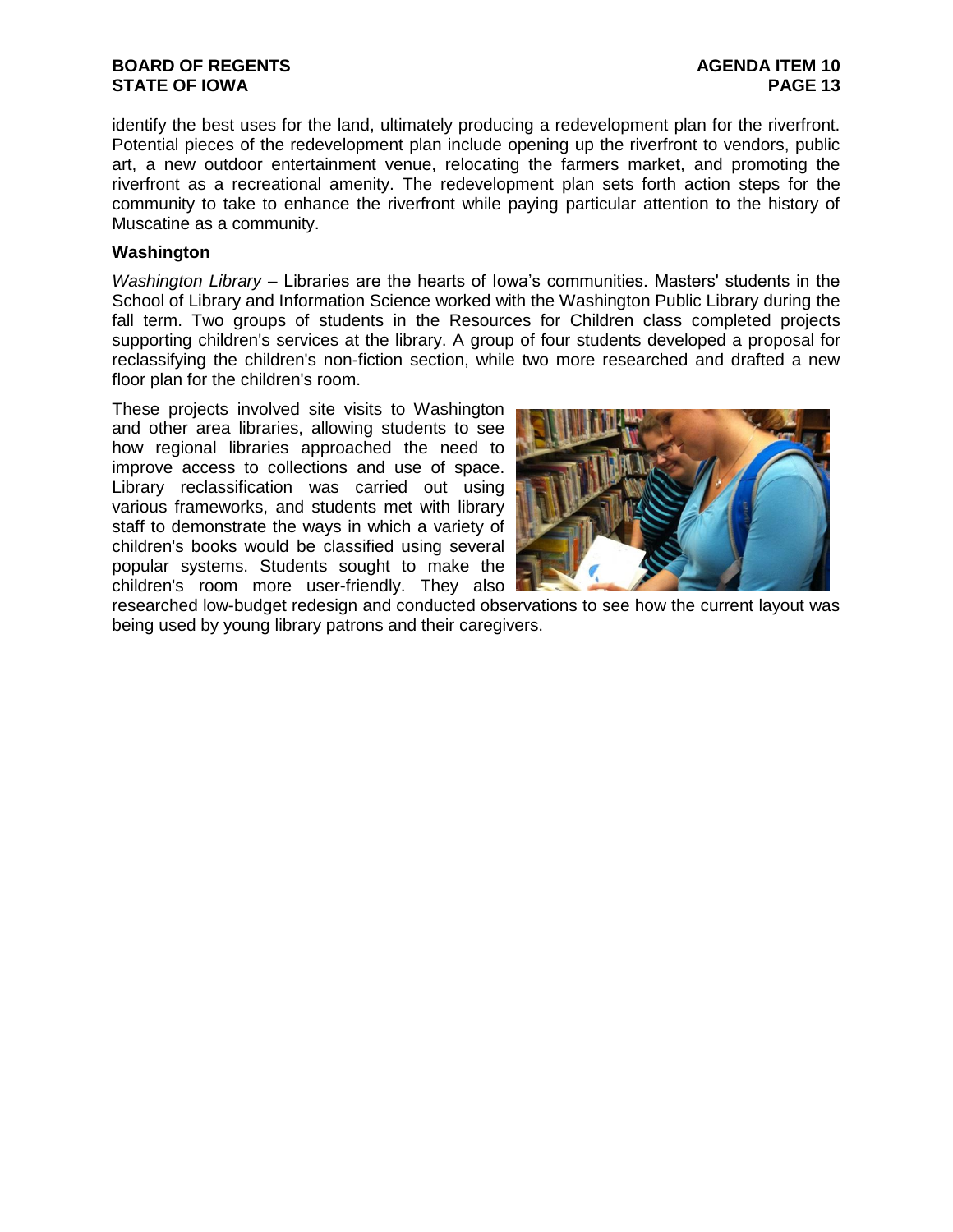identify the best uses for the land, ultimately producing a redevelopment plan for the riverfront. Potential pieces of the redevelopment plan include opening up the riverfront to vendors, public art, a new outdoor entertainment venue, relocating the farmers market, and promoting the riverfront as a recreational amenity. The redevelopment plan sets forth action steps for the community to take to enhance the riverfront while paying particular attention to the history of Muscatine as a community.

**Washington**

*Washington Library* – Libraries are the hearts of Iowa's communities. Masters' students in the School of Library and Information Science worked with the Washington Public Library during the fall term. Two groups of students in the Resources for Children class completed projects supporting children's services at the library. A group of four students developed a proposal for reclassifying the children's non-fiction section, while two more researched and drafted a new floor plan for the children's room.

These projects involved site visits to Washington and other area libraries, allowing students to see how regional libraries approached the need to improve access to collections and use of space. Library reclassification was carried out using various frameworks, and students met with library staff to demonstrate the ways in which a variety of children's books would be classified using several popular systems. Students sought to make the children's room more user-friendly. They also researched low-budget redesign and conducted observations to see how the current layout was being used by young library patrons and their caregivers.